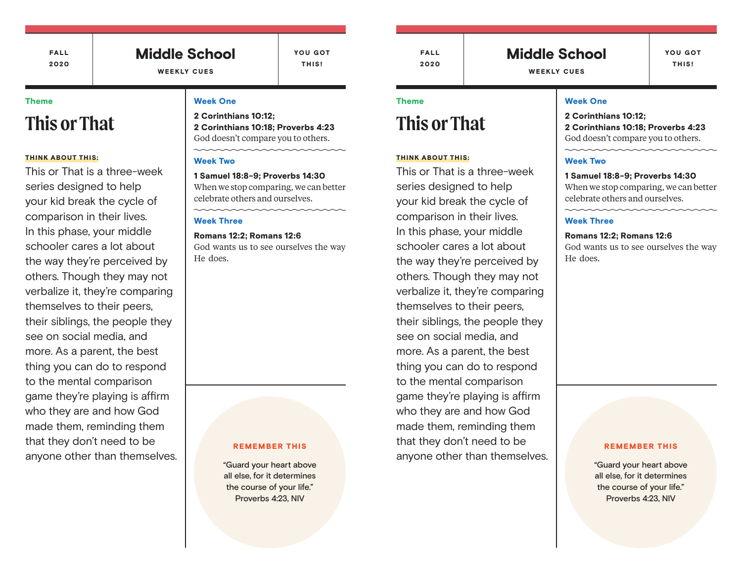FALL 2020

# Middle School

WEEKLY CUES

YOU GOT THIS!

**Theme**

## This or That

**THINK ABOUT THIS:**

This or That is a three-week series designed to help your kid break the cycle of comparison in their lives. In this phase, your middle schooler cares a lot about the way they're perceived by others. Though they may not verbalize it, they're comparing themselves to their peers, their siblings, the people they see on social media, and more. As a parent, the best thing you can do to respond to the mental comparison game they're playing is affirm who they are and how God made them, reminding them that they don't need to be anyone other than themselves.

### Week One

**2 Corinthians 10:12; 2 Corinthians 10:18; Proverbs 4:23**
God doesn't compare you to others.

### Week Two

**1 Samuel 18:8-9; Proverbs 14:30**
When we stop comparing, we can better celebrate others and ourselves.

### Week Three

**Romans 12:2; Romans 12:6**
God wants us to see ourselves the way He does.

**REMEMBER THIS**

"Guard your heart above all else, for it determines the course of your life."
Proverbs 4:23, NIV

---

FALL 2020

# Middle School

WEEKLY CUES

YOU GOT THIS!

**Theme**

## This or That

**THINK ABOUT THIS:**

This or That is a three-week series designed to help your kid break the cycle of comparison in their lives. In this phase, your middle schooler cares a lot about the way they're perceived by others. Though they may not verbalize it, they're comparing themselves to their peers, their siblings, the people they see on social media, and more. As a parent, the best thing you can do to respond to the mental comparison game they're playing is affirm who they are and how God made them, reminding them that they don't need to be anyone other than themselves.

### Week One

**2 Corinthians 10:12; 2 Corinthians 10:18; Proverbs 4:23**
God doesn't compare you to others.

### Week Two

**1 Samuel 18:8-9; Proverbs 14:30**
When we stop comparing, we can better celebrate others and ourselves.

### Week Three

**Romans 12:2; Romans 12:6**
God wants us to see ourselves the way He does.

**REMEMBER THIS**

"Guard your heart above all else, for it determines the course of your life."
Proverbs 4:23, NIV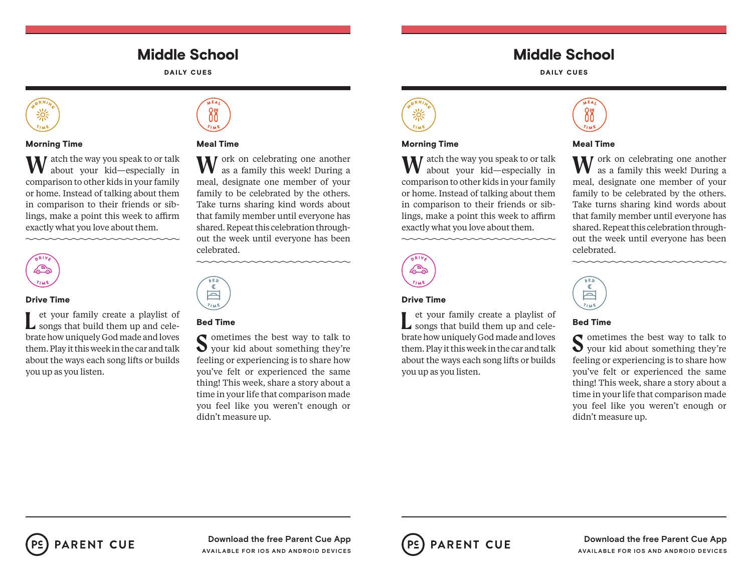# Middle School

**DAILY CUES**

### Morning Time

Watch the way you speak to or talk about your kid—especially in comparison to other kids in your family or home. Instead of talking about them in comparison to their friends or siblings, make a point this week to affirm exactly what you love about them.

### Drive Time

Let your family create a playlist of songs that build them up and celebrate how uniquely God made and loves them. Play it this week in the car and talk about the ways each song lifts or builds you up as you listen.

### Meal Time

Work on celebrating one another as a family this week! During a meal, designate one member of your family to be celebrated by the others. Take turns sharing kind words about that family member until everyone has shared. Repeat this celebration throughout the week until everyone has been celebrated.

### Bed Time

Sometimes the best way to talk to your kid about something they're feeling or experiencing is to share how you've felt or experienced the same thing! This week, share a story about a time in your life that comparison made you feel like you weren't enough or didn't measure up.

PARENT CUE

**Download the free Parent Cue App**

AVAILABLE FOR IOS AND ANDROID DEVICES

# Middle School

**DAILY CUES**

### Morning Time

Watch the way you speak to or talk about your kid—especially in comparison to other kids in your family or home. Instead of talking about them in comparison to their friends or siblings, make a point this week to affirm exactly what you love about them.

### Drive Time

Let your family create a playlist of songs that build them up and celebrate how uniquely God made and loves them. Play it this week in the car and talk about the ways each song lifts or builds you up as you listen.

### Meal Time

Work on celebrating one another as a family this week! During a meal, designate one member of your family to be celebrated by the others. Take turns sharing kind words about that family member until everyone has shared. Repeat this celebration throughout the week until everyone has been celebrated.

### Bed Time

Sometimes the best way to talk to your kid about something they're feeling or experiencing is to share how you've felt or experienced the same thing! This week, share a story about a time in your life that comparison made you feel like you weren't enough or didn't measure up.

PARENT CUE

**Download the free Parent Cue App**

AVAILABLE FOR IOS AND ANDROID DEVICES